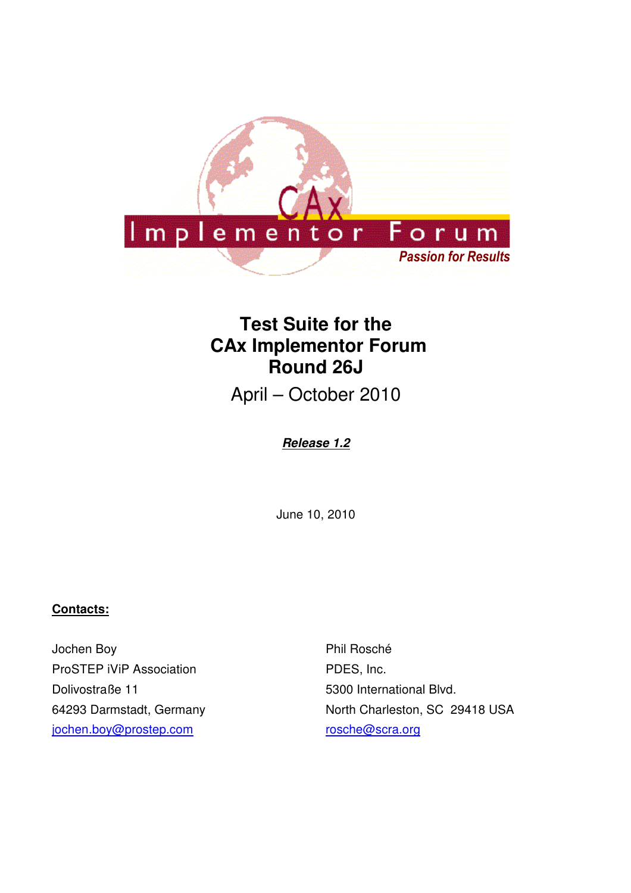# Test Suite for the CAx Implementor Forum Round 26J

April – October 2010

***Release 1.2***

June 10, 2010

**Contacts:**

Jochen Boy
ProSTEP iViP Association
Dolivostraße 11
64293 Darmstadt, Germany
jochen.boy@prostep.com

Phil Rosché
PDES, Inc.
5300 International Blvd.
North Charleston, SC 29418 USA
rosche@scra.org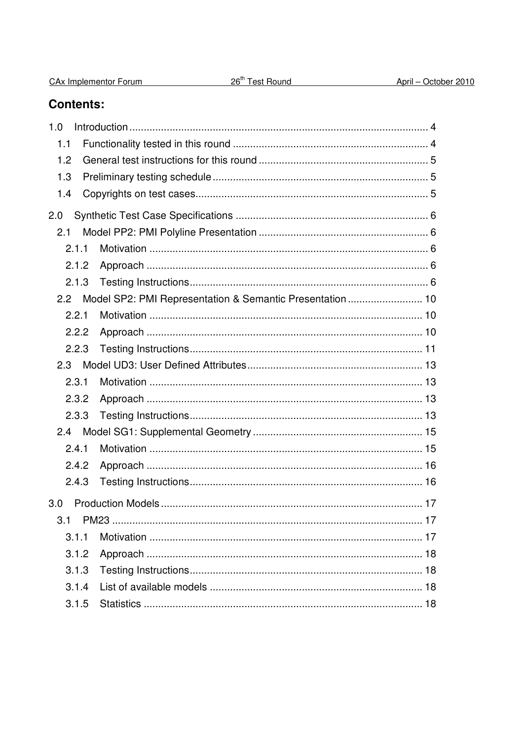## Contents:

1.0 Introduction ..... 4
- 1.1 Functionality tested in this round ..... 4
- 1.2 General test instructions for this round ..... 5
- 1.3 Preliminary testing schedule ..... 5
- 1.4 Copyrights on test cases ..... 5

2.0 Synthetic Test Case Specifications ..... 6
- 2.1 Model PP2: PMI Polyline Presentation ..... 6
  - 2.1.1 Motivation ..... 6
  - 2.1.2 Approach ..... 6
  - 2.1.3 Testing Instructions ..... 6
- 2.2 Model SP2: PMI Representation & Semantic Presentation ..... 10
  - 2.2.1 Motivation ..... 10
  - 2.2.2 Approach ..... 10
  - 2.2.3 Testing Instructions ..... 11
- 2.3 Model UD3: User Defined Attributes ..... 13
  - 2.3.1 Motivation ..... 13
  - 2.3.2 Approach ..... 13
  - 2.3.3 Testing Instructions ..... 13
- 2.4 Model SG1: Supplemental Geometry ..... 15
  - 2.4.1 Motivation ..... 15
  - 2.4.2 Approach ..... 16
  - 2.4.3 Testing Instructions ..... 16

3.0 Production Models ..... 17
- 3.1 PM23 ..... 17
  - 3.1.1 Motivation ..... 17
  - 3.1.2 Approach ..... 18
  - 3.1.3 Testing Instructions ..... 18
  - 3.1.4 List of available models ..... 18
  - 3.1.5 Statistics ..... 18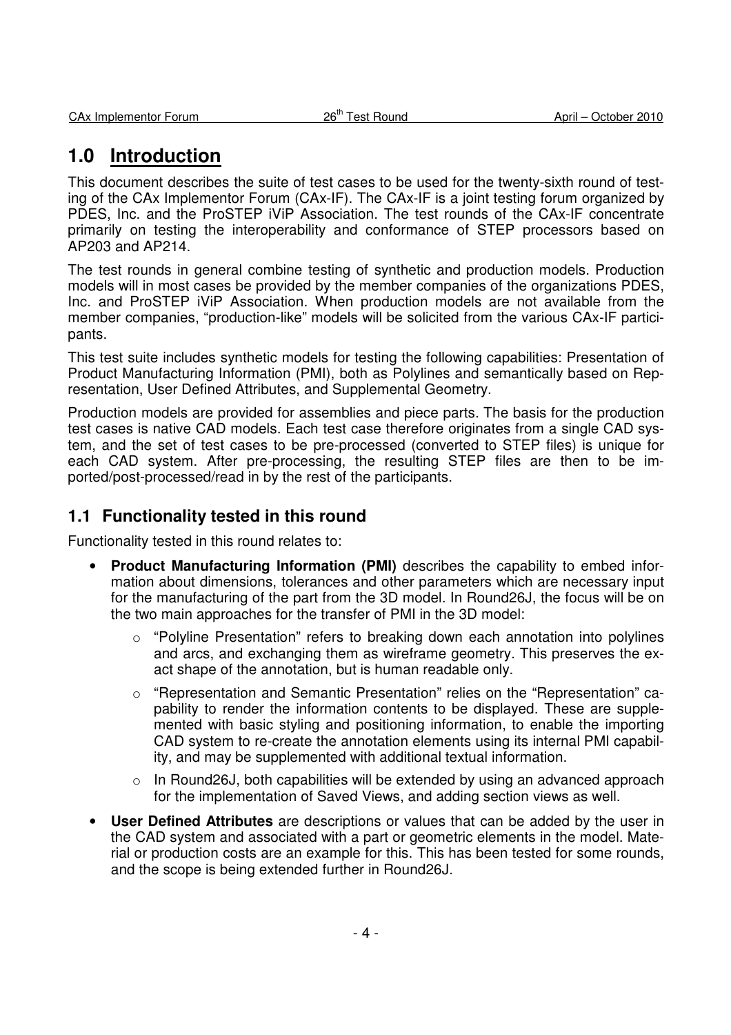# 1.0 Introduction

This document describes the suite of test cases to be used for the twenty-sixth round of testing of the CAx Implementor Forum (CAx-IF). The CAx-IF is a joint testing forum organized by PDES, Inc. and the ProSTEP iViP Association. The test rounds of the CAx-IF concentrate primarily on testing the interoperability and conformance of STEP processors based on AP203 and AP214.

The test rounds in general combine testing of synthetic and production models. Production models will in most cases be provided by the member companies of the organizations PDES, Inc. and ProSTEP iViP Association. When production models are not available from the member companies, "production-like" models will be solicited from the various CAx-IF participants.

This test suite includes synthetic models for testing the following capabilities: Presentation of Product Manufacturing Information (PMI), both as Polylines and semantically based on Representation, User Defined Attributes, and Supplemental Geometry.

Production models are provided for assemblies and piece parts. The basis for the production test cases is native CAD models. Each test case therefore originates from a single CAD system, and the set of test cases to be pre-processed (converted to STEP files) is unique for each CAD system. After pre-processing, the resulting STEP files are then to be imported/post-processed/read in by the rest of the participants.

## 1.1 Functionality tested in this round

Functionality tested in this round relates to:

- **Product Manufacturing Information (PMI)** describes the capability to embed information about dimensions, tolerances and other parameters which are necessary input for the manufacturing of the part from the 3D model. In Round26J, the focus will be on the two main approaches for the transfer of PMI in the 3D model:
  - "Polyline Presentation" refers to breaking down each annotation into polylines and arcs, and exchanging them as wireframe geometry. This preserves the exact shape of the annotation, but is human readable only.
  - "Representation and Semantic Presentation" relies on the "Representation" capability to render the information contents to be displayed. These are supplemented with basic styling and positioning information, to enable the importing CAD system to re-create the annotation elements using its internal PMI capability, and may be supplemented with additional textual information.
  - In Round26J, both capabilities will be extended by using an advanced approach for the implementation of Saved Views, and adding section views as well.
- **User Defined Attributes** are descriptions or values that can be added by the user in the CAD system and associated with a part or geometric elements in the model. Material or production costs are an example for this. This has been tested for some rounds, and the scope is being extended further in Round26J.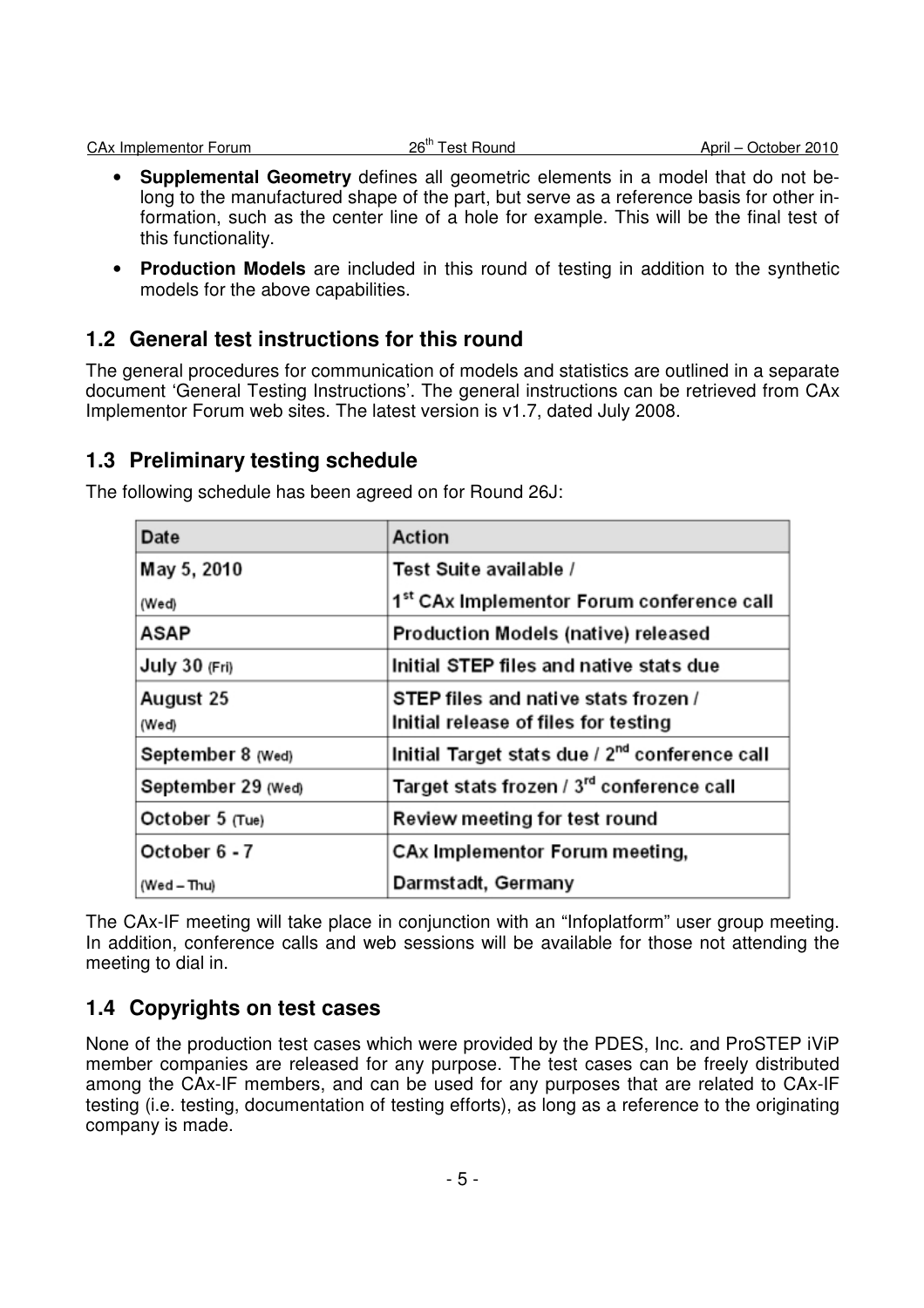- **Supplemental Geometry** defines all geometric elements in a model that do not belong to the manufactured shape of the part, but serve as a reference basis for other information, such as the center line of a hole for example. This will be the final test of this functionality.
- **Production Models** are included in this round of testing in addition to the synthetic models for the above capabilities.

## 1.2 General test instructions for this round

The general procedures for communication of models and statistics are outlined in a separate document 'General Testing Instructions'. The general instructions can be retrieved from CAx Implementor Forum web sites. The latest version is v1.7, dated July 2008.

## 1.3 Preliminary testing schedule

The following schedule has been agreed on for Round 26J:

| Date | Action |
|---|---|
| May 5, 2010 (Wed) | Test Suite available / 1st CAx Implementor Forum conference call |
| ASAP | Production Models (native) released |
| July 30 (Fri) | Initial STEP files and native stats due |
| August 25 (Wed) | STEP files and native stats frozen / Initial release of files for testing |
| September 8 (Wed) | Initial Target stats due / 2nd conference call |
| September 29 (Wed) | Target stats frozen / 3rd conference call |
| October 5 (Tue) | Review meeting for test round |
| October 6 - 7 (Wed – Thu) | CAx Implementor Forum meeting, Darmstadt, Germany |

The CAx-IF meeting will take place in conjunction with an "Infoplatform" user group meeting. In addition, conference calls and web sessions will be available for those not attending the meeting to dial in.

## 1.4 Copyrights on test cases

None of the production test cases which were provided by the PDES, Inc. and ProSTEP iViP member companies are released for any purpose. The test cases can be freely distributed among the CAx-IF members, and can be used for any purposes that are related to CAx-IF testing (i.e. testing, documentation of testing efforts), as long as a reference to the originating company is made.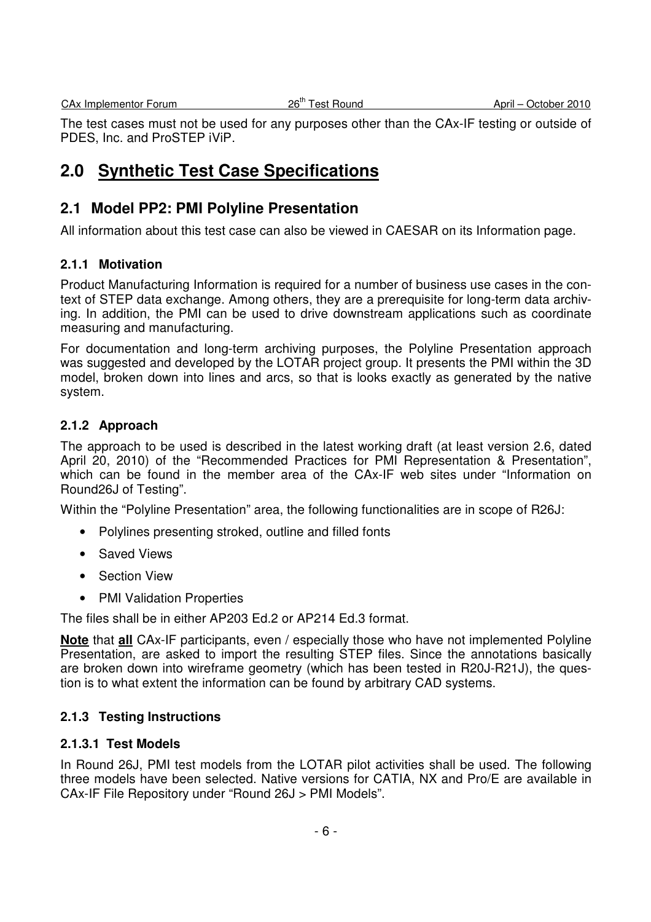The test cases must not be used for any purposes other than the CAx-IF testing or outside of PDES, Inc. and ProSTEP iViP.

# 2.0 Synthetic Test Case Specifications

## 2.1 Model PP2: PMI Polyline Presentation

All information about this test case can also be viewed in CAESAR on its Information page.

### 2.1.1 Motivation

Product Manufacturing Information is required for a number of business use cases in the context of STEP data exchange. Among others, they are a prerequisite for long-term data archiving. In addition, the PMI can be used to drive downstream applications such as coordinate measuring and manufacturing.

For documentation and long-term archiving purposes, the Polyline Presentation approach was suggested and developed by the LOTAR project group. It presents the PMI within the 3D model, broken down into lines and arcs, so that is looks exactly as generated by the native system.

### 2.1.2 Approach

The approach to be used is described in the latest working draft (at least version 2.6, dated April 20, 2010) of the "Recommended Practices for PMI Representation & Presentation", which can be found in the member area of the CAx-IF web sites under "Information on Round26J of Testing".

Within the "Polyline Presentation" area, the following functionalities are in scope of R26J:

- Polylines presenting stroked, outline and filled fonts
- Saved Views
- Section View
- PMI Validation Properties

The files shall be in either AP203 Ed.2 or AP214 Ed.3 format.

**Note** that **all** CAx-IF participants, even / especially those who have not implemented Polyline Presentation, are asked to import the resulting STEP files. Since the annotations basically are broken down into wireframe geometry (which has been tested in R20J-R21J), the question is to what extent the information can be found by arbitrary CAD systems.

### 2.1.3 Testing Instructions

#### 2.1.3.1 Test Models

In Round 26J, PMI test models from the LOTAR pilot activities shall be used. The following three models have been selected. Native versions for CATIA, NX and Pro/E are available in CAx-IF File Repository under "Round 26J > PMI Models".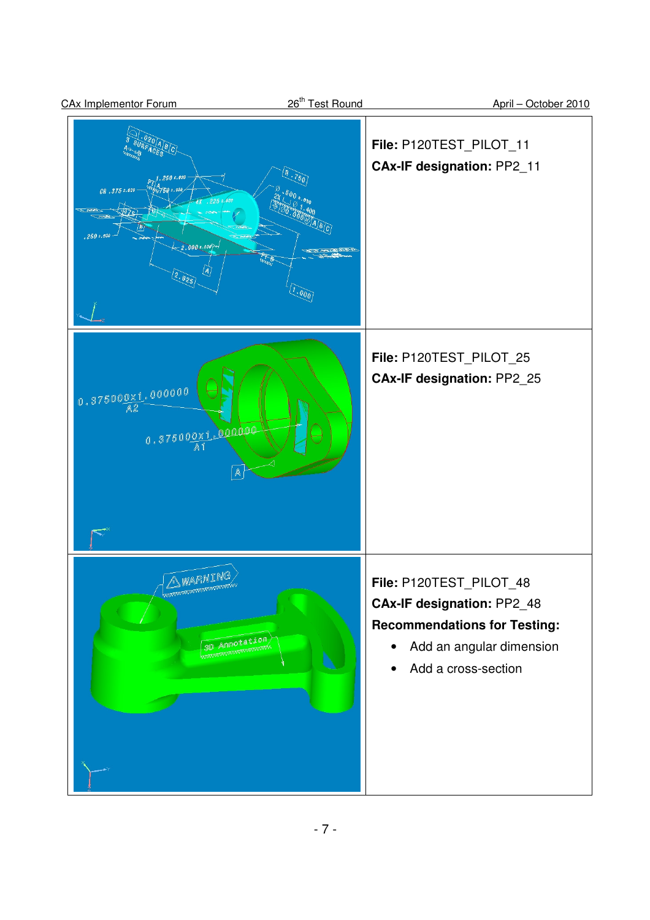| | |
|---|---|
| | **File:** P120TEST_PILOT_11<br>**CAx-IF designation:** PP2_11 |
| | **File:** P120TEST_PILOT_25<br>**CAx-IF designation:** PP2_25 |
| | **File:** P120TEST_PILOT_48<br>**CAx-IF designation:** PP2_48<br>**Recommendations for Testing:**<br>• Add an angular dimension<br>• Add a cross-section |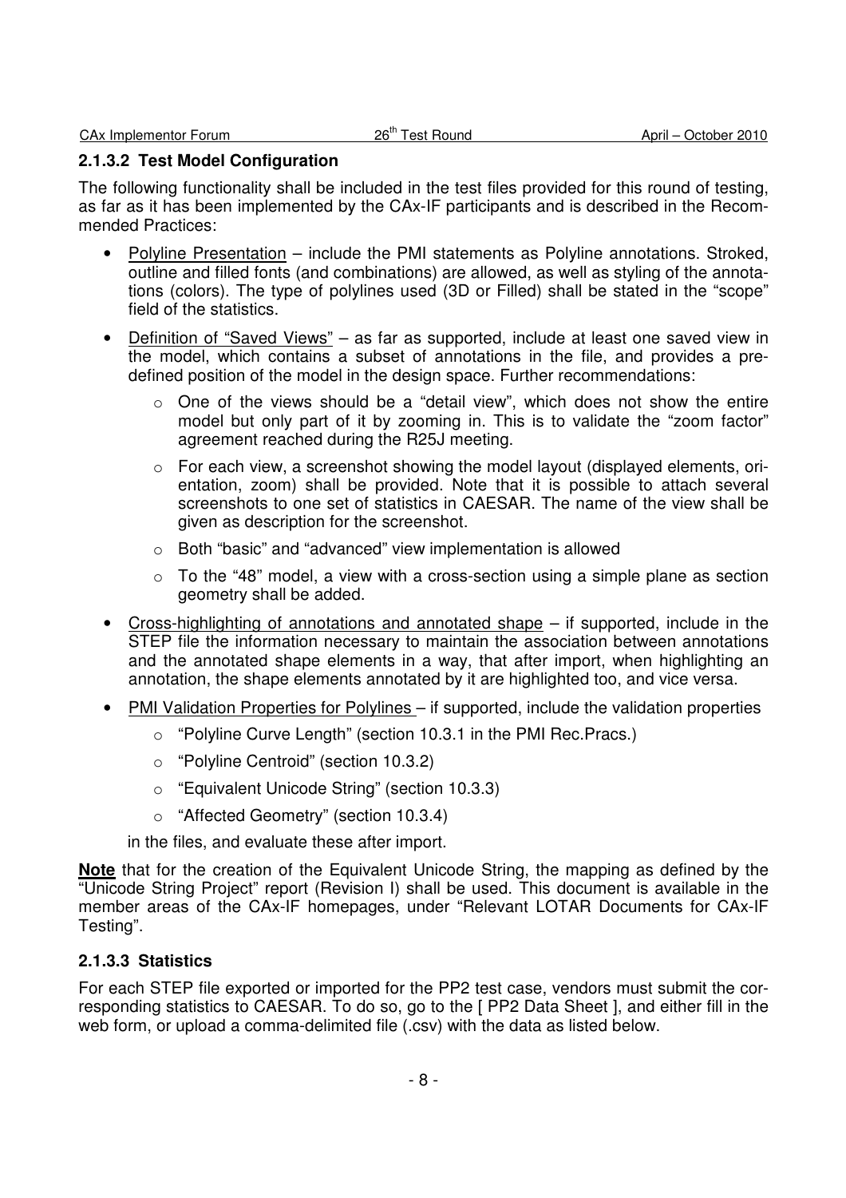### 2.1.3.2 Test Model Configuration

The following functionality shall be included in the test files provided for this round of testing, as far as it has been implemented by the CAx-IF participants and is described in the Recommended Practices:

- Polyline Presentation – include the PMI statements as Polyline annotations. Stroked, outline and filled fonts (and combinations) are allowed, as well as styling of the annotations (colors). The type of polylines used (3D or Filled) shall be stated in the "scope" field of the statistics.
- Definition of "Saved Views" – as far as supported, include at least one saved view in the model, which contains a subset of annotations in the file, and provides a predefined position of the model in the design space. Further recommendations:
  - One of the views should be a "detail view", which does not show the entire model but only part of it by zooming in. This is to validate the "zoom factor" agreement reached during the R25J meeting.
  - For each view, a screenshot showing the model layout (displayed elements, orientation, zoom) shall be provided. Note that it is possible to attach several screenshots to one set of statistics in CAESAR. The name of the view shall be given as description for the screenshot.
  - Both "basic" and "advanced" view implementation is allowed
  - To the "48" model, a view with a cross-section using a simple plane as section geometry shall be added.
- Cross-highlighting of annotations and annotated shape – if supported, include in the STEP file the information necessary to maintain the association between annotations and the annotated shape elements in a way, that after import, when highlighting an annotation, the shape elements annotated by it are highlighted too, and vice versa.
- PMI Validation Properties for Polylines – if supported, include the validation properties
  - "Polyline Curve Length" (section 10.3.1 in the PMI Rec.Pracs.)
  - "Polyline Centroid" (section 10.3.2)
  - "Equivalent Unicode String" (section 10.3.3)
  - "Affected Geometry" (section 10.3.4)

  in the files, and evaluate these after import.

**Note** that for the creation of the Equivalent Unicode String, the mapping as defined by the "Unicode String Project" report (Revision I) shall be used. This document is available in the member areas of the CAx-IF homepages, under "Relevant LOTAR Documents for CAx-IF Testing".

### 2.1.3.3 Statistics

For each STEP file exported or imported for the PP2 test case, vendors must submit the corresponding statistics to CAESAR. To do so, go to the [ PP2 Data Sheet ], and either fill in the web form, or upload a comma-delimited file (.csv) with the data as listed below.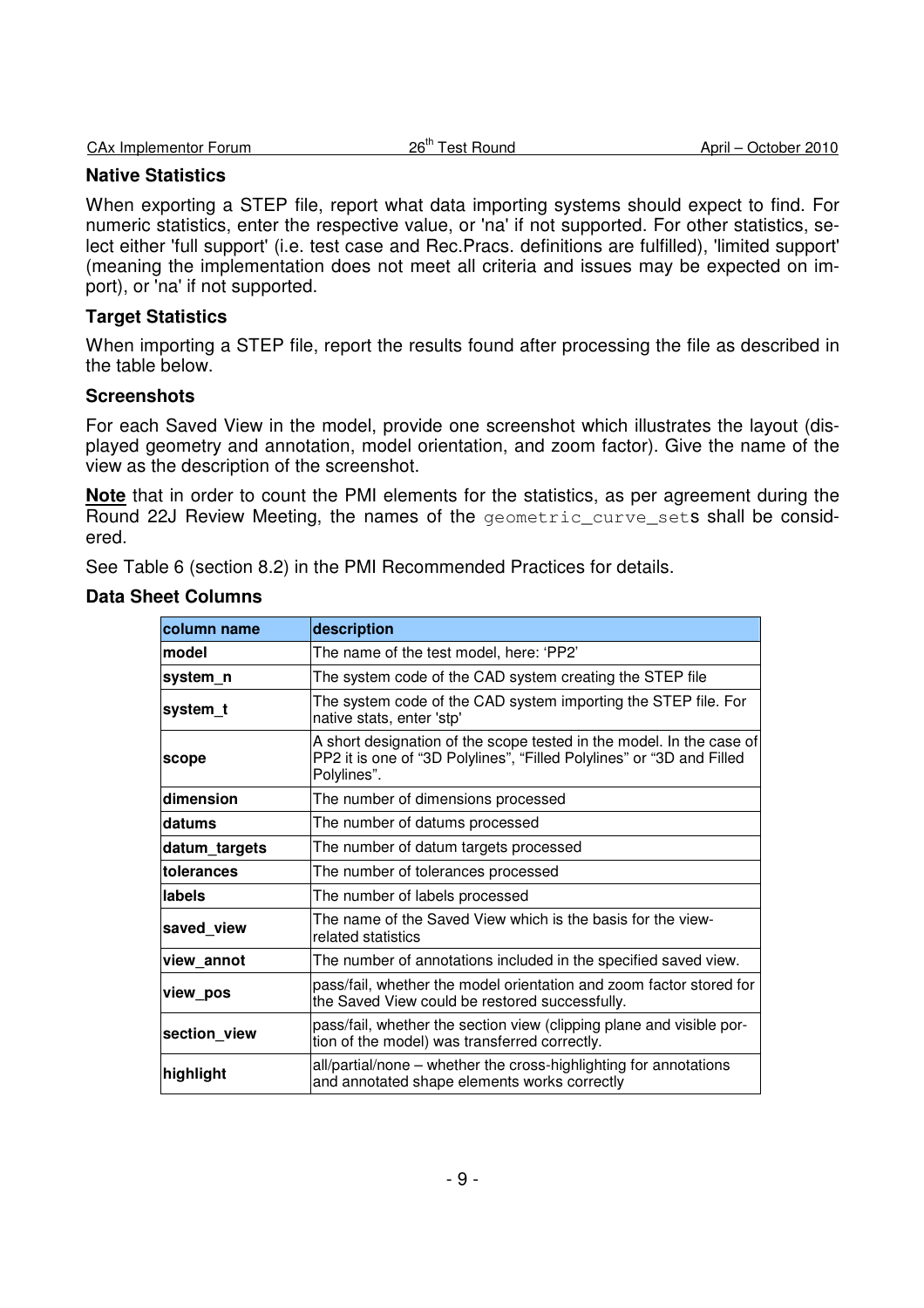### Native Statistics

When exporting a STEP file, report what data importing systems should expect to find. For numeric statistics, enter the respective value, or 'na' if not supported. For other statistics, select either 'full support' (i.e. test case and Rec.Pracs. definitions are fulfilled), 'limited support' (meaning the implementation does not meet all criteria and issues may be expected on import), or 'na' if not supported.

### Target Statistics

When importing a STEP file, report the results found after processing the file as described in the table below.

### Screenshots

For each Saved View in the model, provide one screenshot which illustrates the layout (displayed geometry and annotation, model orientation, and zoom factor). Give the name of the view as the description of the screenshot.

**Note** that in order to count the PMI elements for the statistics, as per agreement during the Round 22J Review Meeting, the names of the `geometric_curve_set`s shall be considered.

See Table 6 (section 8.2) in the PMI Recommended Practices for details.

### Data Sheet Columns

| column name | description |
|---|---|
| **model** | The name of the test model, here: 'PP2' |
| **system_n** | The system code of the CAD system creating the STEP file |
| **system_t** | The system code of the CAD system importing the STEP file. For native stats, enter 'stp' |
| **scope** | A short designation of the scope tested in the model. In the case of PP2 it is one of "3D Polylines", "Filled Polylines" or "3D and Filled Polylines". |
| **dimension** | The number of dimensions processed |
| **datums** | The number of datums processed |
| **datum_targets** | The number of datum targets processed |
| **tolerances** | The number of tolerances processed |
| **labels** | The number of labels processed |
| **saved_view** | The name of the Saved View which is the basis for the view-related statistics |
| **view_annot** | The number of annotations included in the specified saved view. |
| **view_pos** | pass/fail, whether the model orientation and zoom factor stored for the Saved View could be restored successfully. |
| **section_view** | pass/fail, whether the section view (clipping plane and visible portion of the model) was transferred correctly. |
| **highlight** | all/partial/none – whether the cross-highlighting for annotations and annotated shape elements works correctly |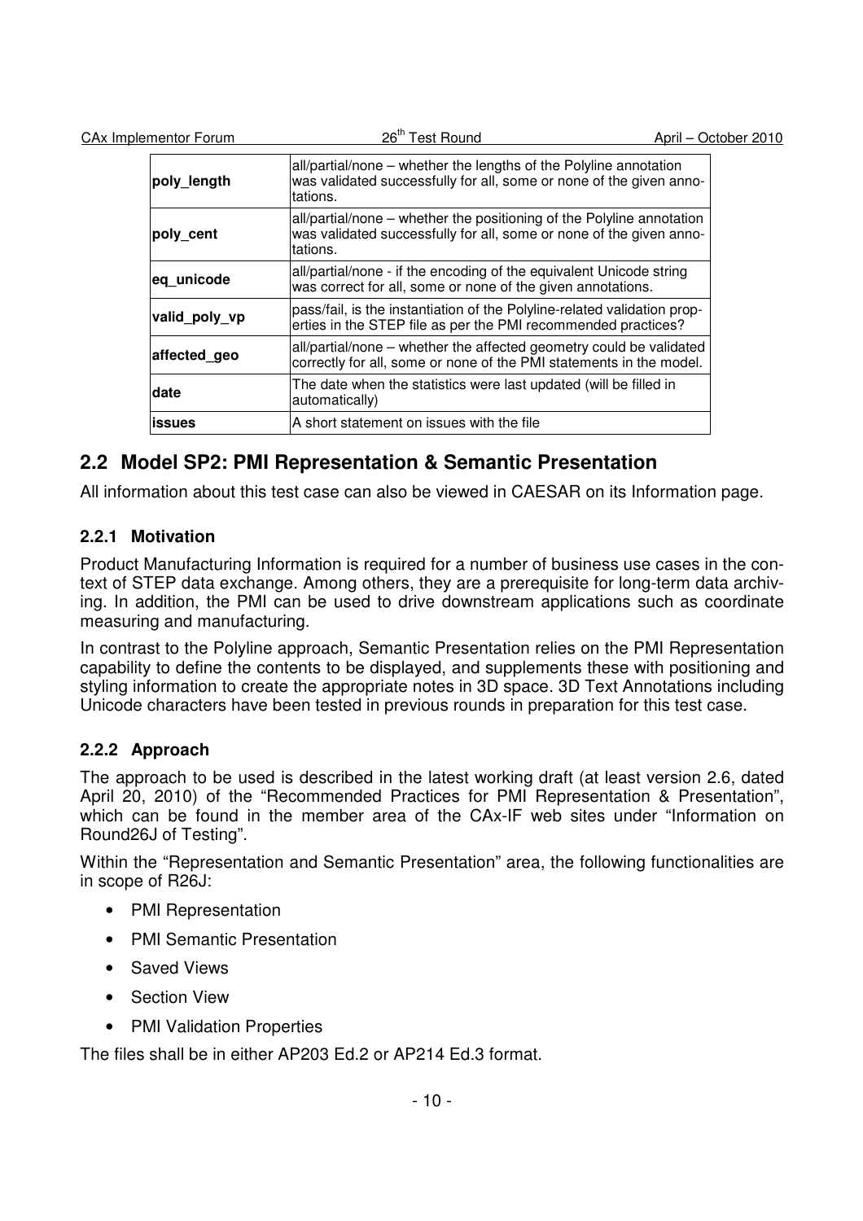| poly_length | all/partial/none – whether the lengths of the Polyline annotation was validated successfully for all, some or none of the given annotations. |
|---|---|
| poly_cent | all/partial/none – whether the positioning of the Polyline annotation was validated successfully for all, some or none of the given annotations. |
| eq_unicode | all/partial/none - if the encoding of the equivalent Unicode string was correct for all, some or none of the given annotations. |
| valid_poly_vp | pass/fail, is the instantiation of the Polyline-related validation properties in the STEP file as per the PMI recommended practices? |
| affected_geo | all/partial/none – whether the affected geometry could be validated correctly for all, some or none of the PMI statements in the model. |
| date | The date when the statistics were last updated (will be filled in automatically) |
| issues | A short statement on issues with the file |

## 2.2 Model SP2: PMI Representation & Semantic Presentation

All information about this test case can also be viewed in CAESAR on its Information page.

### 2.2.1 Motivation

Product Manufacturing Information is required for a number of business use cases in the context of STEP data exchange. Among others, they are a prerequisite for long-term data archiving. In addition, the PMI can be used to drive downstream applications such as coordinate measuring and manufacturing.

In contrast to the Polyline approach, Semantic Presentation relies on the PMI Representation capability to define the contents to be displayed, and supplements these with positioning and styling information to create the appropriate notes in 3D space. 3D Text Annotations including Unicode characters have been tested in previous rounds in preparation for this test case.

### 2.2.2 Approach

The approach to be used is described in the latest working draft (at least version 2.6, dated April 20, 2010) of the "Recommended Practices for PMI Representation & Presentation", which can be found in the member area of the CAx-IF web sites under "Information on Round26J of Testing".

Within the "Representation and Semantic Presentation" area, the following functionalities are in scope of R26J:

- PMI Representation
- PMI Semantic Presentation
- Saved Views
- Section View
- PMI Validation Properties

The files shall be in either AP203 Ed.2 or AP214 Ed.3 format.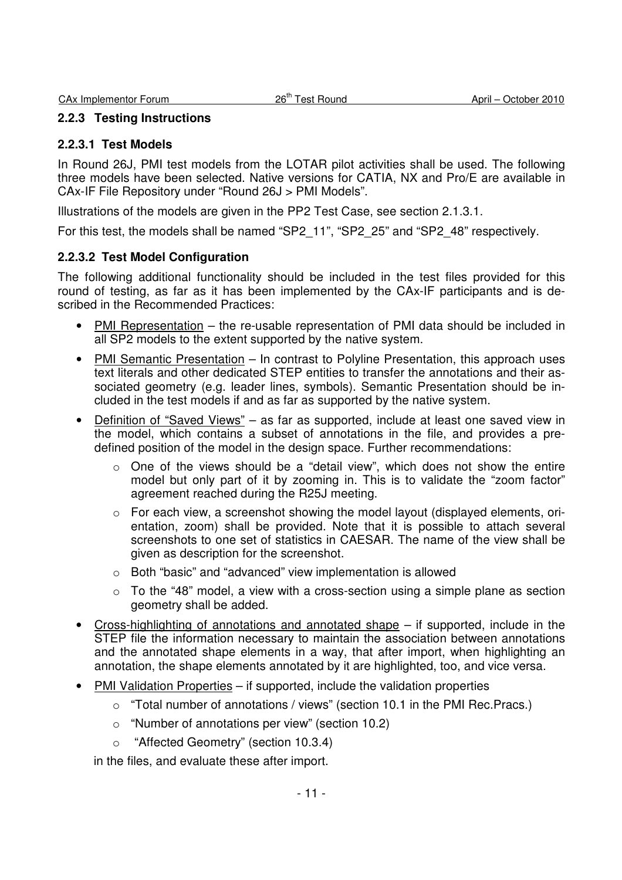### 2.2.3 Testing Instructions

#### 2.2.3.1 Test Models

In Round 26J, PMI test models from the LOTAR pilot activities shall be used. The following three models have been selected. Native versions for CATIA, NX and Pro/E are available in CAx-IF File Repository under "Round 26J > PMI Models".

Illustrations of the models are given in the PP2 Test Case, see section 2.1.3.1.

For this test, the models shall be named "SP2_11", "SP2_25" and "SP2_48" respectively.

#### 2.2.3.2 Test Model Configuration

The following additional functionality should be included in the test files provided for this round of testing, as far as it has been implemented by the CAx-IF participants and is described in the Recommended Practices:

- PMI Representation – the re-usable representation of PMI data should be included in all SP2 models to the extent supported by the native system.
- PMI Semantic Presentation – In contrast to Polyline Presentation, this approach uses text literals and other dedicated STEP entities to transfer the annotations and their associated geometry (e.g. leader lines, symbols). Semantic Presentation should be included in the test models if and as far as supported by the native system.
- Definition of "Saved Views" – as far as supported, include at least one saved view in the model, which contains a subset of annotations in the file, and provides a predefined position of the model in the design space. Further recommendations:
  - One of the views should be a "detail view", which does not show the entire model but only part of it by zooming in. This is to validate the "zoom factor" agreement reached during the R25J meeting.
  - For each view, a screenshot showing the model layout (displayed elements, orientation, zoom) shall be provided. Note that it is possible to attach several screenshots to one set of statistics in CAESAR. The name of the view shall be given as description for the screenshot.
  - Both "basic" and "advanced" view implementation is allowed
  - To the "48" model, a view with a cross-section using a simple plane as section geometry shall be added.
- Cross-highlighting of annotations and annotated shape – if supported, include in the STEP file the information necessary to maintain the association between annotations and the annotated shape elements in a way, that after import, when highlighting an annotation, the shape elements annotated by it are highlighted, too, and vice versa.
- PMI Validation Properties – if supported, include the validation properties
  - "Total number of annotations / views" (section 10.1 in the PMI Rec.Pracs.)
  - "Number of annotations per view" (section 10.2)
  - "Affected Geometry" (section 10.3.4)

  in the files, and evaluate these after import.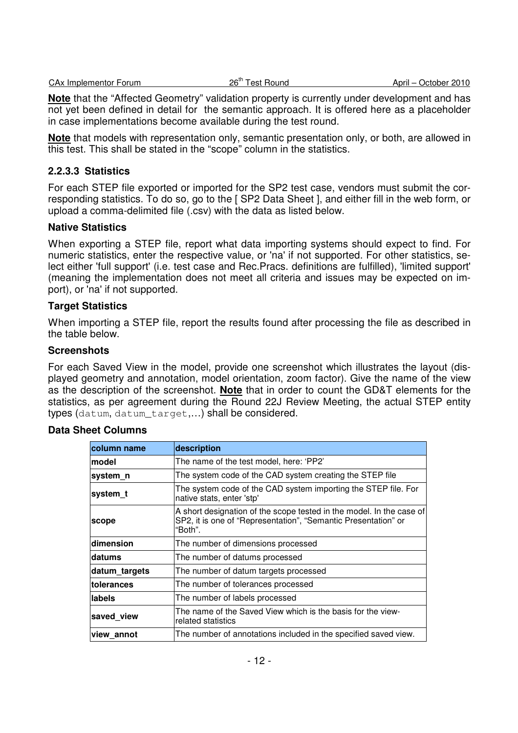**Note** that the "Affected Geometry" validation property is currently under development and has not yet been defined in detail for the semantic approach. It is offered here as a placeholder in case implementations become available during the test round.

**Note** that models with representation only, semantic presentation only, or both, are allowed in this test. This shall be stated in the "scope" column in the statistics.

### 2.2.3.3 Statistics

For each STEP file exported or imported for the SP2 test case, vendors must submit the corresponding statistics. To do so, go to the [ SP2 Data Sheet ], and either fill in the web form, or upload a comma-delimited file (.csv) with the data as listed below.

#### Native Statistics

When exporting a STEP file, report what data importing systems should expect to find. For numeric statistics, enter the respective value, or 'na' if not supported. For other statistics, select either 'full support' (i.e. test case and Rec.Pracs. definitions are fulfilled), 'limited support' (meaning the implementation does not meet all criteria and issues may be expected on import), or 'na' if not supported.

#### Target Statistics

When importing a STEP file, report the results found after processing the file as described in the table below.

#### Screenshots

For each Saved View in the model, provide one screenshot which illustrates the layout (displayed geometry and annotation, model orientation, zoom factor). Give the name of the view as the description of the screenshot. **Note** that in order to count the GD&T elements for the statistics, as per agreement during the Round 22J Review Meeting, the actual STEP entity types (`datum`, `datum_target`,…) shall be considered.

#### Data Sheet Columns

| column name | description |
|---|---|
| **model** | The name of the test model, here: 'PP2' |
| **system_n** | The system code of the CAD system creating the STEP file |
| **system_t** | The system code of the CAD system importing the STEP file. For native stats, enter 'stp' |
| **scope** | A short designation of the scope tested in the model. In the case of SP2, it is one of "Representation", "Semantic Presentation" or "Both". |
| **dimension** | The number of dimensions processed |
| **datums** | The number of datums processed |
| **datum_targets** | The number of datum targets processed |
| **tolerances** | The number of tolerances processed |
| **labels** | The number of labels processed |
| **saved_view** | The name of the Saved View which is the basis for the view-related statistics |
| **view_annot** | The number of annotations included in the specified saved view. |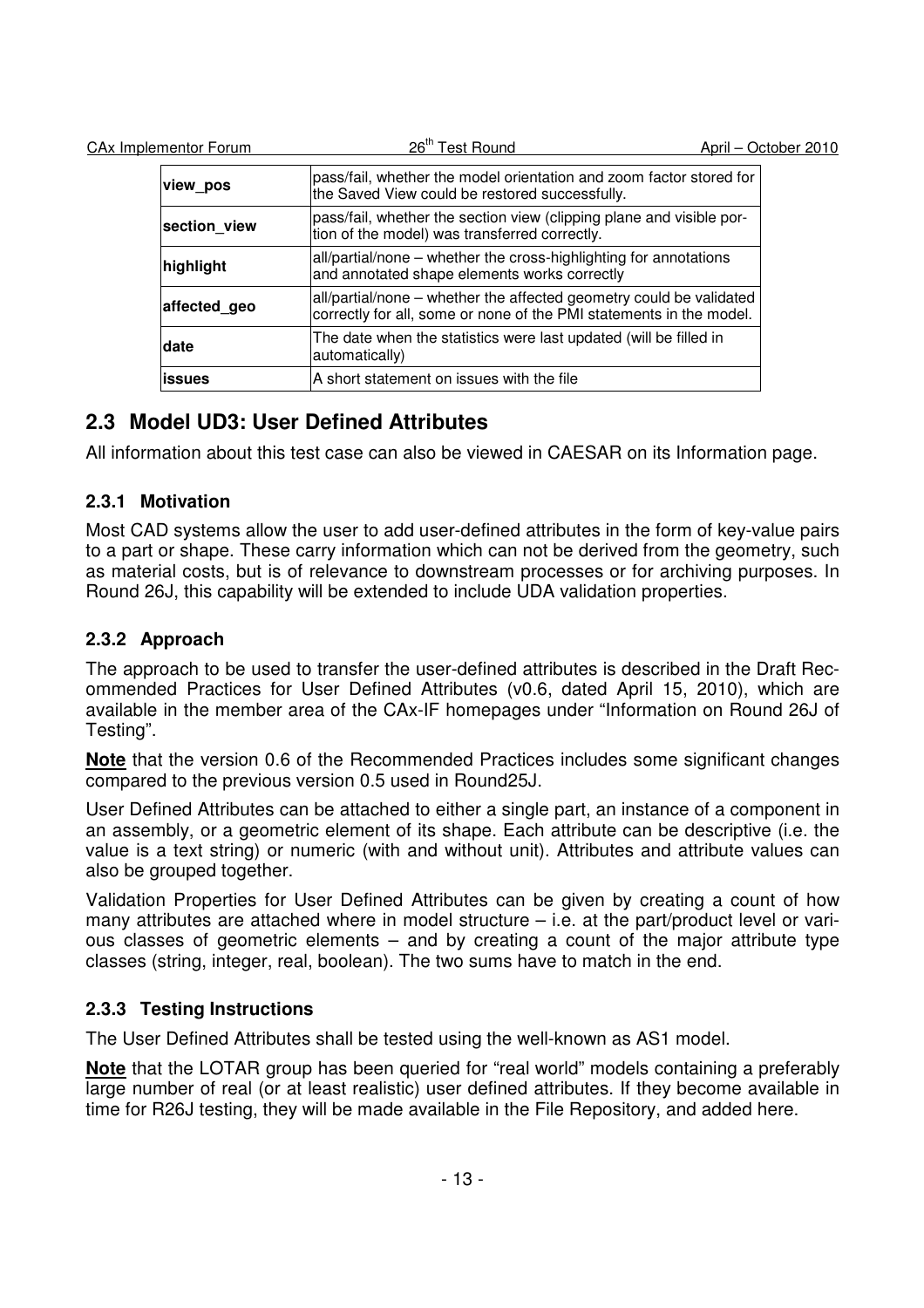| view_pos | pass/fail, whether the model orientation and zoom factor stored for the Saved View could be restored successfully. |
|---|---|
| section_view | pass/fail, whether the section view (clipping plane and visible portion of the model) was transferred correctly. |
| highlight | all/partial/none – whether the cross-highlighting for annotations and annotated shape elements works correctly |
| affected_geo | all/partial/none – whether the affected geometry could be validated correctly for all, some or none of the PMI statements in the model. |
| date | The date when the statistics were last updated (will be filled in automatically) |
| issues | A short statement on issues with the file |

## 2.3 Model UD3: User Defined Attributes

All information about this test case can also be viewed in CAESAR on its Information page.

### 2.3.1 Motivation

Most CAD systems allow the user to add user-defined attributes in the form of key-value pairs to a part or shape. These carry information which can not be derived from the geometry, such as material costs, but is of relevance to downstream processes or for archiving purposes. In Round 26J, this capability will be extended to include UDA validation properties.

### 2.3.2 Approach

The approach to be used to transfer the user-defined attributes is described in the Draft Recommended Practices for User Defined Attributes (v0.6, dated April 15, 2010), which are available in the member area of the CAx-IF homepages under "Information on Round 26J of Testing".

**Note** that the version 0.6 of the Recommended Practices includes some significant changes compared to the previous version 0.5 used in Round25J.

User Defined Attributes can be attached to either a single part, an instance of a component in an assembly, or a geometric element of its shape. Each attribute can be descriptive (i.e. the value is a text string) or numeric (with and without unit). Attributes and attribute values can also be grouped together.

Validation Properties for User Defined Attributes can be given by creating a count of how many attributes are attached where in model structure – i.e. at the part/product level or various classes of geometric elements – and by creating a count of the major attribute type classes (string, integer, real, boolean). The two sums have to match in the end.

### 2.3.3 Testing Instructions

The User Defined Attributes shall be tested using the well-known as AS1 model.

**Note** that the LOTAR group has been queried for "real world" models containing a preferably large number of real (or at least realistic) user defined attributes. If they become available in time for R26J testing, they will be made available in the File Repository, and added here.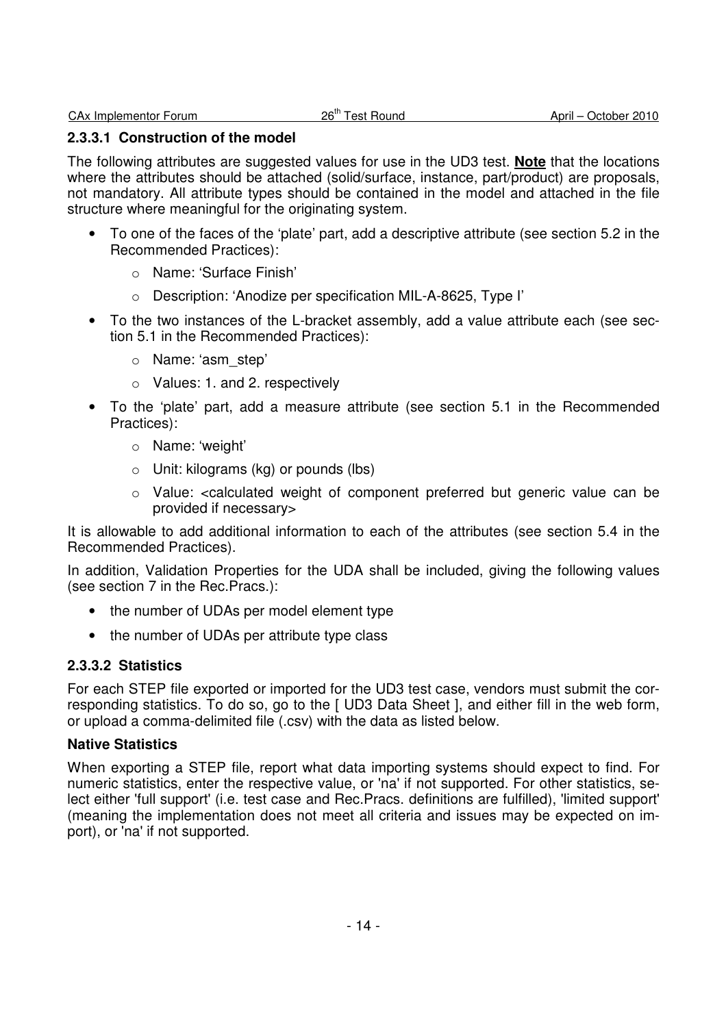#### 2.3.3.1 Construction of the model

The following attributes are suggested values for use in the UD3 test. **Note** that the locations where the attributes should be attached (solid/surface, instance, part/product) are proposals, not mandatory. All attribute types should be contained in the model and attached in the file structure where meaningful for the originating system.

- To one of the faces of the 'plate' part, add a descriptive attribute (see section 5.2 in the Recommended Practices):
  - Name: 'Surface Finish'
  - Description: 'Anodize per specification MIL-A-8625, Type I'
- To the two instances of the L-bracket assembly, add a value attribute each (see section 5.1 in the Recommended Practices):
  - Name: 'asm_step'
  - Values: 1. and 2. respectively
- To the 'plate' part, add a measure attribute (see section 5.1 in the Recommended Practices):
  - Name: 'weight'
  - Unit: kilograms (kg) or pounds (lbs)
  - Value: <calculated weight of component preferred but generic value can be provided if necessary>

It is allowable to add additional information to each of the attributes (see section 5.4 in the Recommended Practices).

In addition, Validation Properties for the UDA shall be included, giving the following values (see section 7 in the Rec.Pracs.):

- the number of UDAs per model element type
- the number of UDAs per attribute type class

#### 2.3.3.2 Statistics

For each STEP file exported or imported for the UD3 test case, vendors must submit the corresponding statistics. To do so, go to the [ UD3 Data Sheet ], and either fill in the web form, or upload a comma-delimited file (.csv) with the data as listed below.

**Native Statistics**

When exporting a STEP file, report what data importing systems should expect to find. For numeric statistics, enter the respective value, or 'na' if not supported. For other statistics, select either 'full support' (i.e. test case and Rec.Pracs. definitions are fulfilled), 'limited support' (meaning the implementation does not meet all criteria and issues may be expected on import), or 'na' if not supported.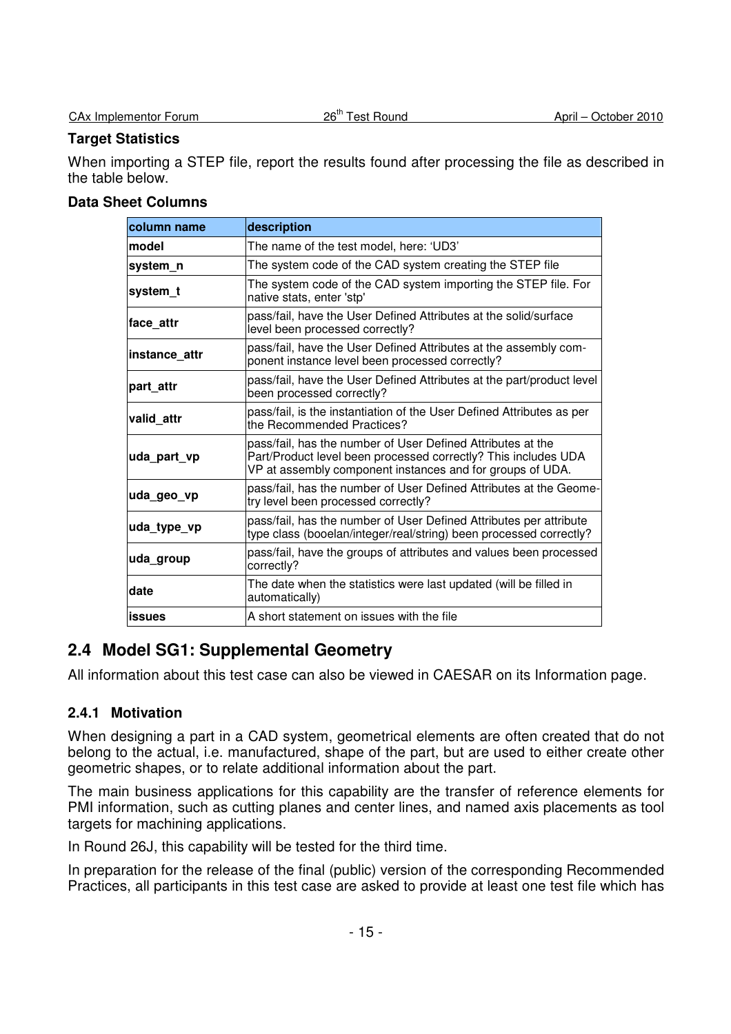**Target Statistics**

When importing a STEP file, report the results found after processing the file as described in the table below.

**Data Sheet Columns**

| column name | description |
|---|---|
| **model** | The name of the test model, here: 'UD3' |
| **system_n** | The system code of the CAD system creating the STEP file |
| **system_t** | The system code of the CAD system importing the STEP file. For native stats, enter 'stp' |
| **face_attr** | pass/fail, have the User Defined Attributes at the solid/surface level been processed correctly? |
| **instance_attr** | pass/fail, have the User Defined Attributes at the assembly component instance level been processed correctly? |
| **part_attr** | pass/fail, have the User Defined Attributes at the part/product level been processed correctly? |
| **valid_attr** | pass/fail, is the instantiation of the User Defined Attributes as per the Recommended Practices? |
| **uda_part_vp** | pass/fail, has the number of User Defined Attributes at the Part/Product level been processed correctly? This includes UDA VP at assembly component instances and for groups of UDA. |
| **uda_geo_vp** | pass/fail, has the number of User Defined Attributes at the Geometry level been processed correctly? |
| **uda_type_vp** | pass/fail, has the number of User Defined Attributes per attribute type class (booelan/integer/real/string) been processed correctly? |
| **uda_group** | pass/fail, have the groups of attributes and values been processed correctly? |
| **date** | The date when the statistics were last updated (will be filled in automatically) |
| **issues** | A short statement on issues with the file |

## 2.4 Model SG1: Supplemental Geometry

All information about this test case can also be viewed in CAESAR on its Information page.

### 2.4.1 Motivation

When designing a part in a CAD system, geometrical elements are often created that do not belong to the actual, i.e. manufactured, shape of the part, but are used to either create other geometric shapes, or to relate additional information about the part.

The main business applications for this capability are the transfer of reference elements for PMI information, such as cutting planes and center lines, and named axis placements as tool targets for machining applications.

In Round 26J, this capability will be tested for the third time.

In preparation for the release of the final (public) version of the corresponding Recommended Practices, all participants in this test case are asked to provide at least one test file which has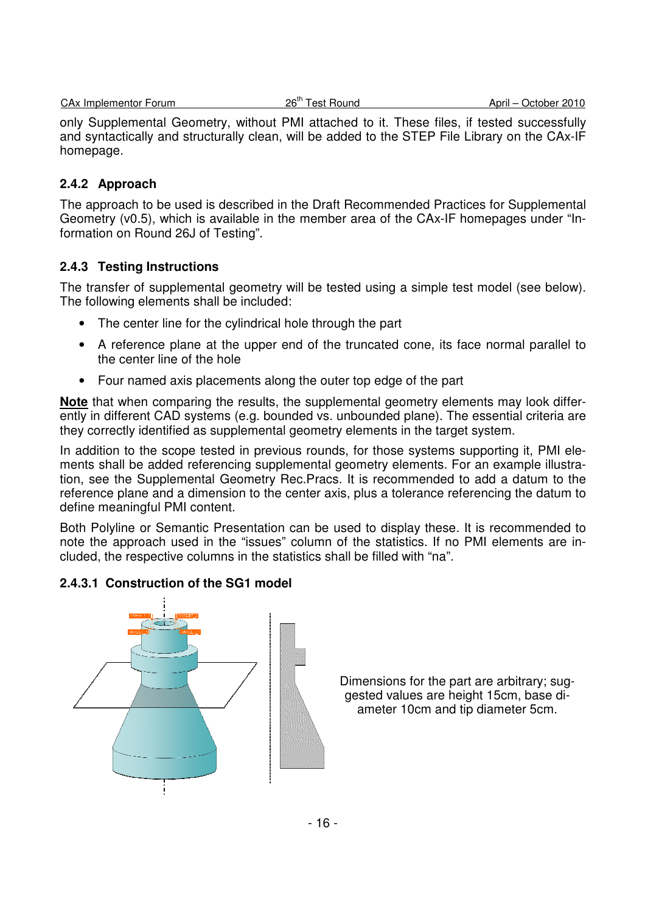only Supplemental Geometry, without PMI attached to it. These files, if tested successfully and syntactically and structurally clean, will be added to the STEP File Library on the CAx-IF homepage.

### 2.4.2 Approach

The approach to be used is described in the Draft Recommended Practices for Supplemental Geometry (v0.5), which is available in the member area of the CAx-IF homepages under "Information on Round 26J of Testing".

### 2.4.3 Testing Instructions

The transfer of supplemental geometry will be tested using a simple test model (see below). The following elements shall be included:

- The center line for the cylindrical hole through the part
- A reference plane at the upper end of the truncated cone, its face normal parallel to the center line of the hole
- Four named axis placements along the outer top edge of the part

**Note** that when comparing the results, the supplemental geometry elements may look differently in different CAD systems (e.g. bounded vs. unbounded plane). The essential criteria are they correctly identified as supplemental geometry elements in the target system.

In addition to the scope tested in previous rounds, for those systems supporting it, PMI elements shall be added referencing supplemental geometry elements. For an example illustration, see the Supplemental Geometry Rec.Pracs. It is recommended to add a datum to the reference plane and a dimension to the center axis, plus a tolerance referencing the datum to define meaningful PMI content.

Both Polyline or Semantic Presentation can be used to display these. It is recommended to note the approach used in the "issues" column of the statistics. If no PMI elements are included, the respective columns in the statistics shall be filled with "na".

#### 2.4.3.1 Construction of the SG1 model

Dimensions for the part are arbitrary; suggested values are height 15cm, base diameter 10cm and tip diameter 5cm.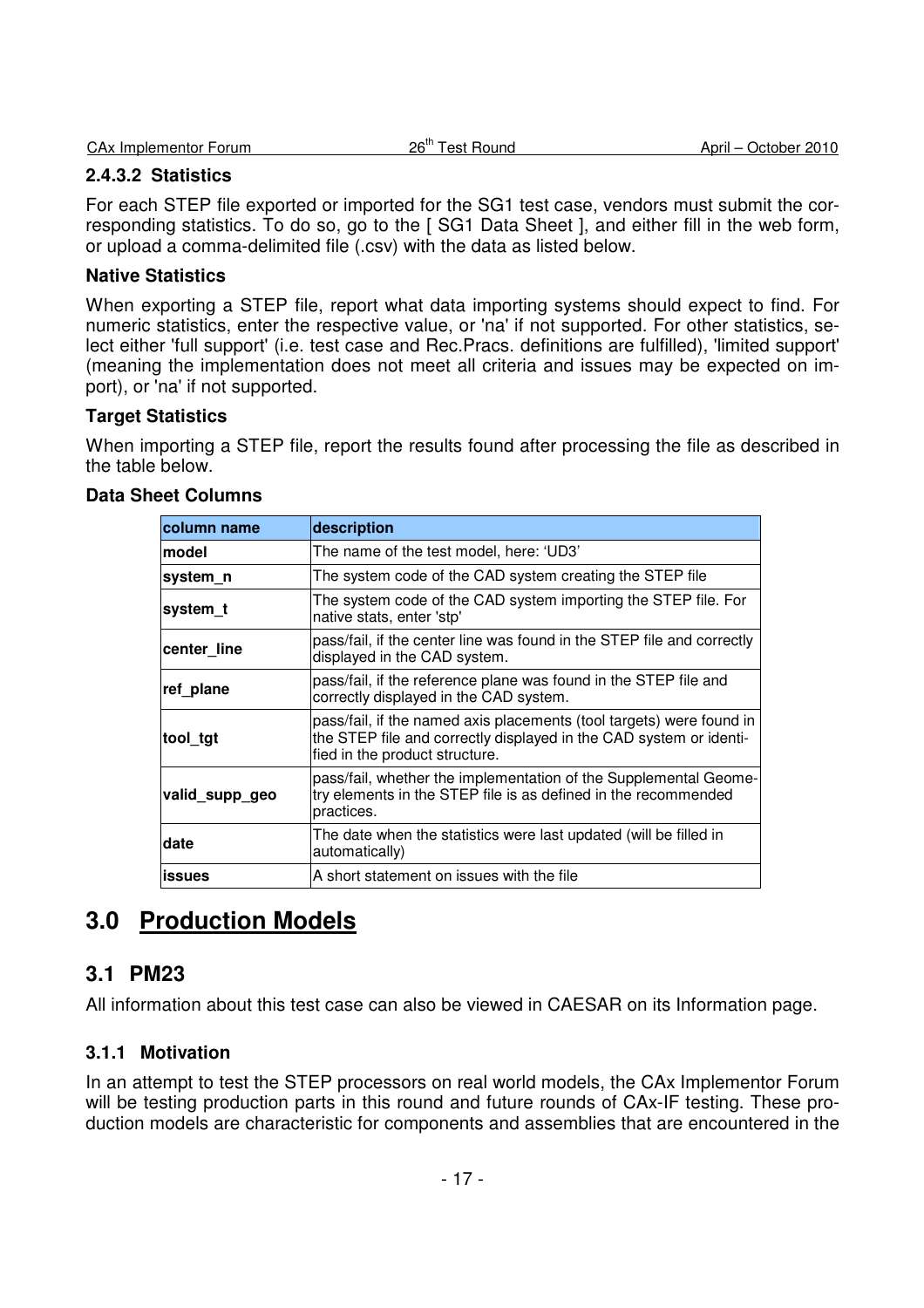#### 2.4.3.2 Statistics

For each STEP file exported or imported for the SG1 test case, vendors must submit the corresponding statistics. To do so, go to the [ SG1 Data Sheet ], and either fill in the web form, or upload a comma-delimited file (.csv) with the data as listed below.

**Native Statistics**

When exporting a STEP file, report what data importing systems should expect to find. For numeric statistics, enter the respective value, or 'na' if not supported. For other statistics, select either 'full support' (i.e. test case and Rec.Pracs. definitions are fulfilled), 'limited support' (meaning the implementation does not meet all criteria and issues may be expected on import), or 'na' if not supported.

**Target Statistics**

When importing a STEP file, report the results found after processing the file as described in the table below.

**Data Sheet Columns**

| column name | description |
|---|---|
| **model** | The name of the test model, here: 'UD3' |
| **system_n** | The system code of the CAD system creating the STEP file |
| **system_t** | The system code of the CAD system importing the STEP file. For native stats, enter 'stp' |
| **center_line** | pass/fail, if the center line was found in the STEP file and correctly displayed in the CAD system. |
| **ref_plane** | pass/fail, if the reference plane was found in the STEP file and correctly displayed in the CAD system. |
| **tool_tgt** | pass/fail, if the named axis placements (tool targets) were found in the STEP file and correctly displayed in the CAD system or identified in the product structure. |
| **valid_supp_geo** | pass/fail, whether the implementation of the Supplemental Geometry elements in the STEP file is as defined in the recommended practices. |
| **date** | The date when the statistics were last updated (will be filled in automatically) |
| **issues** | A short statement on issues with the file |

# 3.0 Production Models

## 3.1 PM23

All information about this test case can also be viewed in CAESAR on its Information page.

### 3.1.1 Motivation

In an attempt to test the STEP processors on real world models, the CAx Implementor Forum will be testing production parts in this round and future rounds of CAx-IF testing. These production models are characteristic for components and assemblies that are encountered in the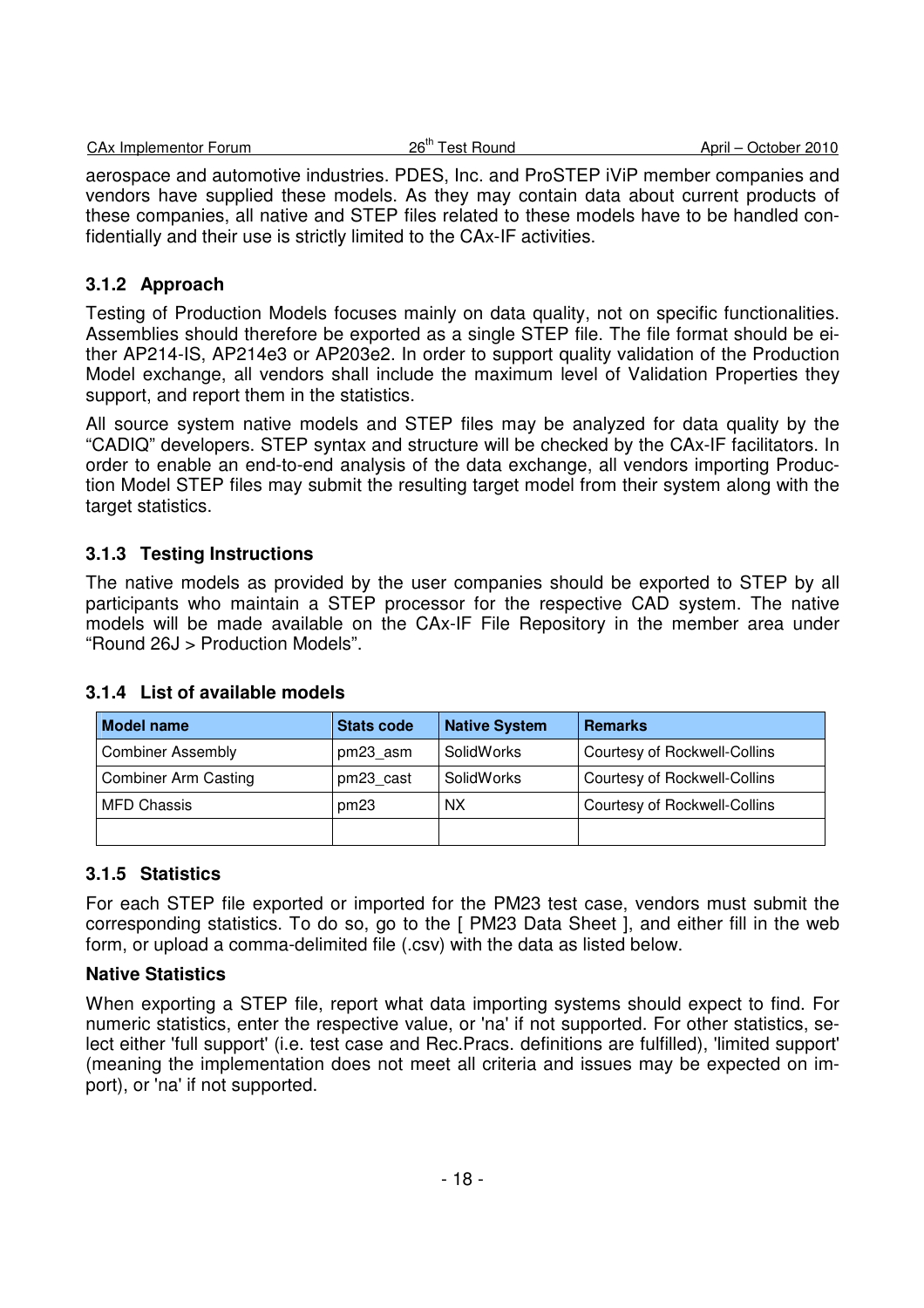aerospace and automotive industries. PDES, Inc. and ProSTEP iViP member companies and vendors have supplied these models. As they may contain data about current products of these companies, all native and STEP files related to these models have to be handled confidentially and their use is strictly limited to the CAx-IF activities.

### 3.1.2 Approach

Testing of Production Models focuses mainly on data quality, not on specific functionalities. Assemblies should therefore be exported as a single STEP file. The file format should be either AP214-IS, AP214e3 or AP203e2. In order to support quality validation of the Production Model exchange, all vendors shall include the maximum level of Validation Properties they support, and report them in the statistics.

All source system native models and STEP files may be analyzed for data quality by the "CADIQ" developers. STEP syntax and structure will be checked by the CAx-IF facilitators. In order to enable an end-to-end analysis of the data exchange, all vendors importing Production Model STEP files may submit the resulting target model from their system along with the target statistics.

### 3.1.3 Testing Instructions

The native models as provided by the user companies should be exported to STEP by all participants who maintain a STEP processor for the respective CAD system. The native models will be made available on the CAx-IF File Repository in the member area under "Round 26J > Production Models".

### 3.1.4 List of available models

| Model name | Stats code | Native System | Remarks |
|---|---|---|---|
| Combiner Assembly | pm23_asm | SolidWorks | Courtesy of Rockwell-Collins |
| Combiner Arm Casting | pm23_cast | SolidWorks | Courtesy of Rockwell-Collins |
| MFD Chassis | pm23 | NX | Courtesy of Rockwell-Collins |
| | | | |

### 3.1.5 Statistics

For each STEP file exported or imported for the PM23 test case, vendors must submit the corresponding statistics. To do so, go to the [ PM23 Data Sheet ], and either fill in the web form, or upload a comma-delimited file (.csv) with the data as listed below.

**Native Statistics**

When exporting a STEP file, report what data importing systems should expect to find. For numeric statistics, enter the respective value, or 'na' if not supported. For other statistics, select either 'full support' (i.e. test case and Rec.Pracs. definitions are fulfilled), 'limited support' (meaning the implementation does not meet all criteria and issues may be expected on import), or 'na' if not supported.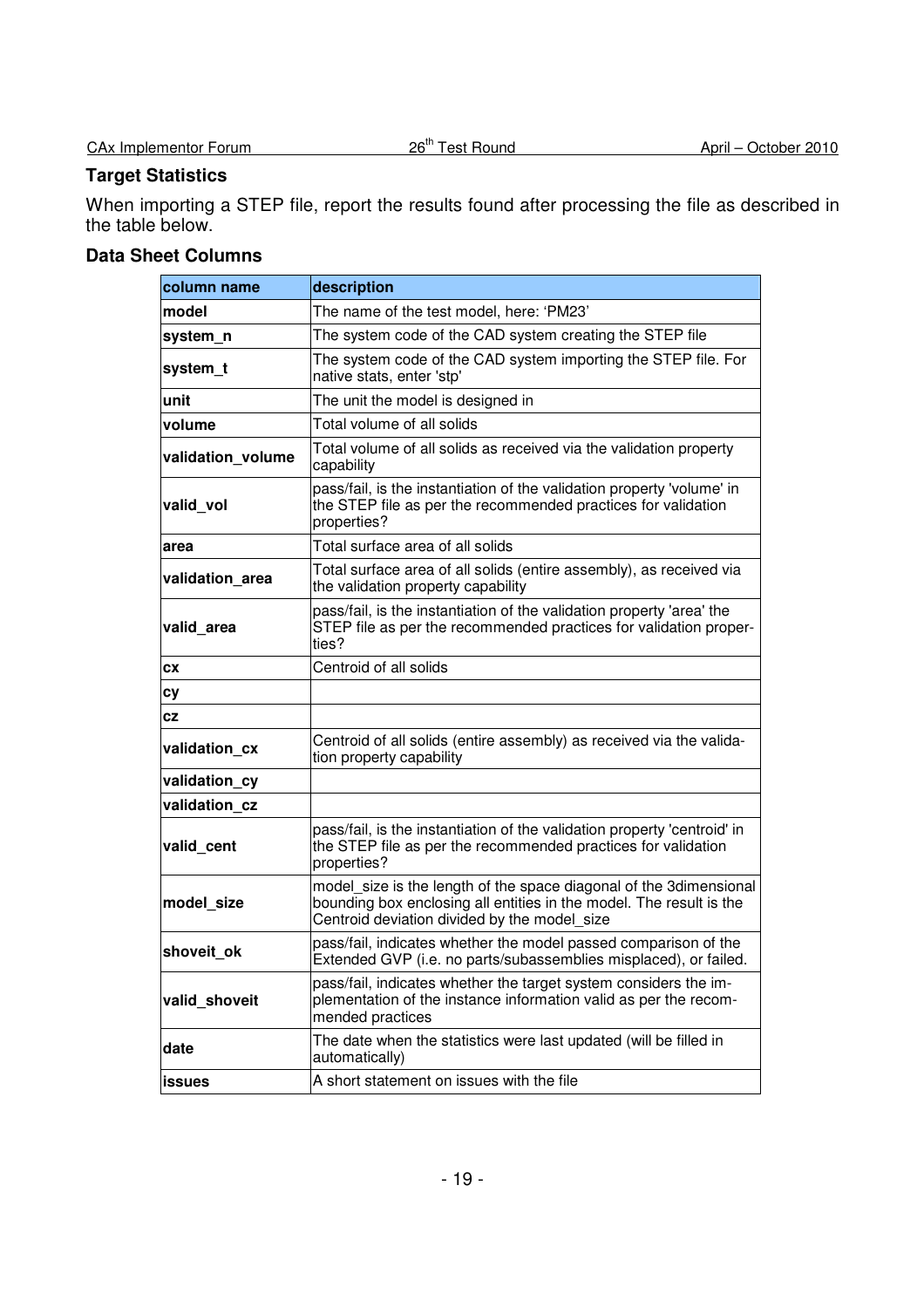### Target Statistics

When importing a STEP file, report the results found after processing the file as described in the table below.

### Data Sheet Columns

| column name | description |
|---|---|
| **model** | The name of the test model, here: 'PM23' |
| **system_n** | The system code of the CAD system creating the STEP file |
| **system_t** | The system code of the CAD system importing the STEP file. For native stats, enter 'stp' |
| **unit** | The unit the model is designed in |
| **volume** | Total volume of all solids |
| **validation_volume** | Total volume of all solids as received via the validation property capability |
| **valid_vol** | pass/fail, is the instantiation of the validation property 'volume' in the STEP file as per the recommended practices for validation properties? |
| **area** | Total surface area of all solids |
| **validation_area** | Total surface area of all solids (entire assembly), as received via the validation property capability |
| **valid_area** | pass/fail, is the instantiation of the validation property 'area' the STEP file as per the recommended practices for validation properties? |
| **cx** | Centroid of all solids |
| **cy** | |
| **cz** | |
| **validation_cx** | Centroid of all solids (entire assembly) as received via the validation property capability |
| **validation_cy** | |
| **validation_cz** | |
| **valid_cent** | pass/fail, is the instantiation of the validation property 'centroid' in the STEP file as per the recommended practices for validation properties? |
| **model_size** | model_size is the length of the space diagonal of the 3dimensional bounding box enclosing all entities in the model. The result is the Centroid deviation divided by the model_size |
| **shoveit_ok** | pass/fail, indicates whether the model passed comparison of the Extended GVP (i.e. no parts/subassemblies misplaced), or failed. |
| **valid_shoveit** | pass/fail, indicates whether the target system considers the implementation of the instance information valid as per the recommended practices |
| **date** | The date when the statistics were last updated (will be filled in automatically) |
| **issues** | A short statement on issues with the file |